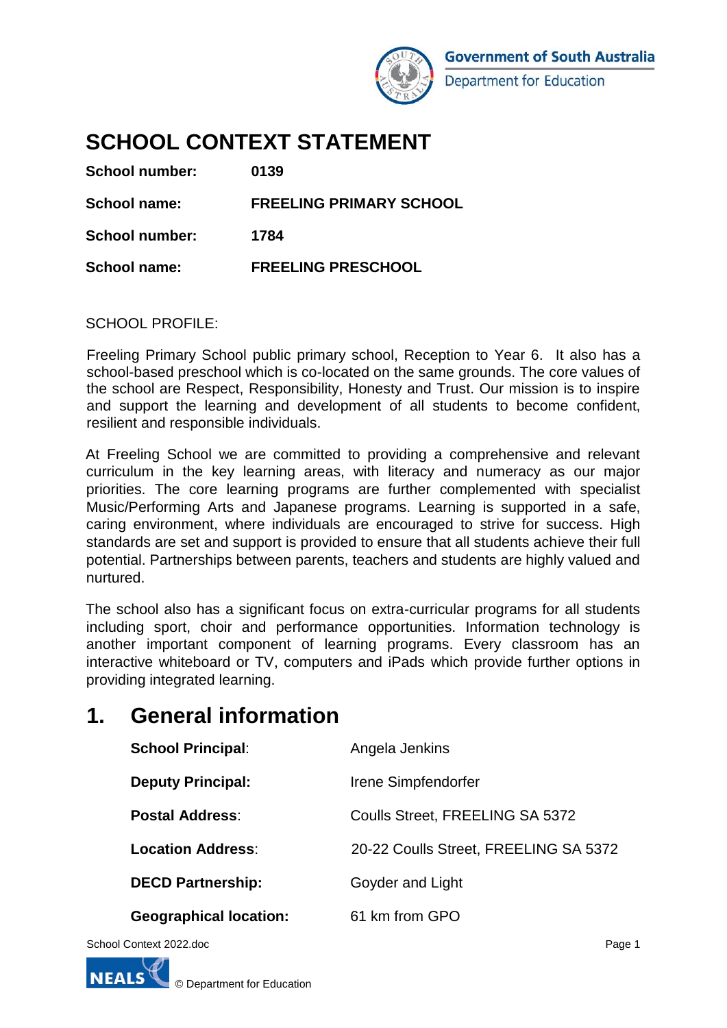Government of South Australia
Department for Education

# SCHOOL CONTEXT STATEMENT

| | |
|---|---|
| **School number:** | **0139** |
| **School name:** | **FREELING PRIMARY SCHOOL** |
| **School number:** | **1784** |
| **School name:** | **FREELING PRESCHOOL** |

SCHOOL PROFILE:

Freeling Primary School public primary school, Reception to Year 6. It also has a school-based preschool which is co-located on the same grounds. The core values of the school are Respect, Responsibility, Honesty and Trust. Our mission is to inspire and support the learning and development of all students to become confident, resilient and responsible individuals.

At Freeling School we are committed to providing a comprehensive and relevant curriculum in the key learning areas, with literacy and numeracy as our major priorities. The core learning programs are further complemented with specialist Music/Performing Arts and Japanese programs. Learning is supported in a safe, caring environment, where individuals are encouraged to strive for success. High standards are set and support is provided to ensure that all students achieve their full potential. Partnerships between parents, teachers and students are highly valued and nurtured.

The school also has a significant focus on extra-curricular programs for all students including sport, choir and performance opportunities. Information technology is another important component of learning programs. Every classroom has an interactive whiteboard or TV, computers and iPads which provide further options in providing integrated learning.

# 1. General information

| | |
|---|---|
| **School Principal**: | Angela Jenkins |
| **Deputy Principal:** | Irene Simpfendorfer |
| **Postal Address**: | Coulls Street, FREELING SA 5372 |
| **Location Address**: | 20-22 Coulls Street, FREELING SA 5372 |
| **DECD Partnership:** | Goyder and Light |
| **Geographical location:** | 61 km from GPO |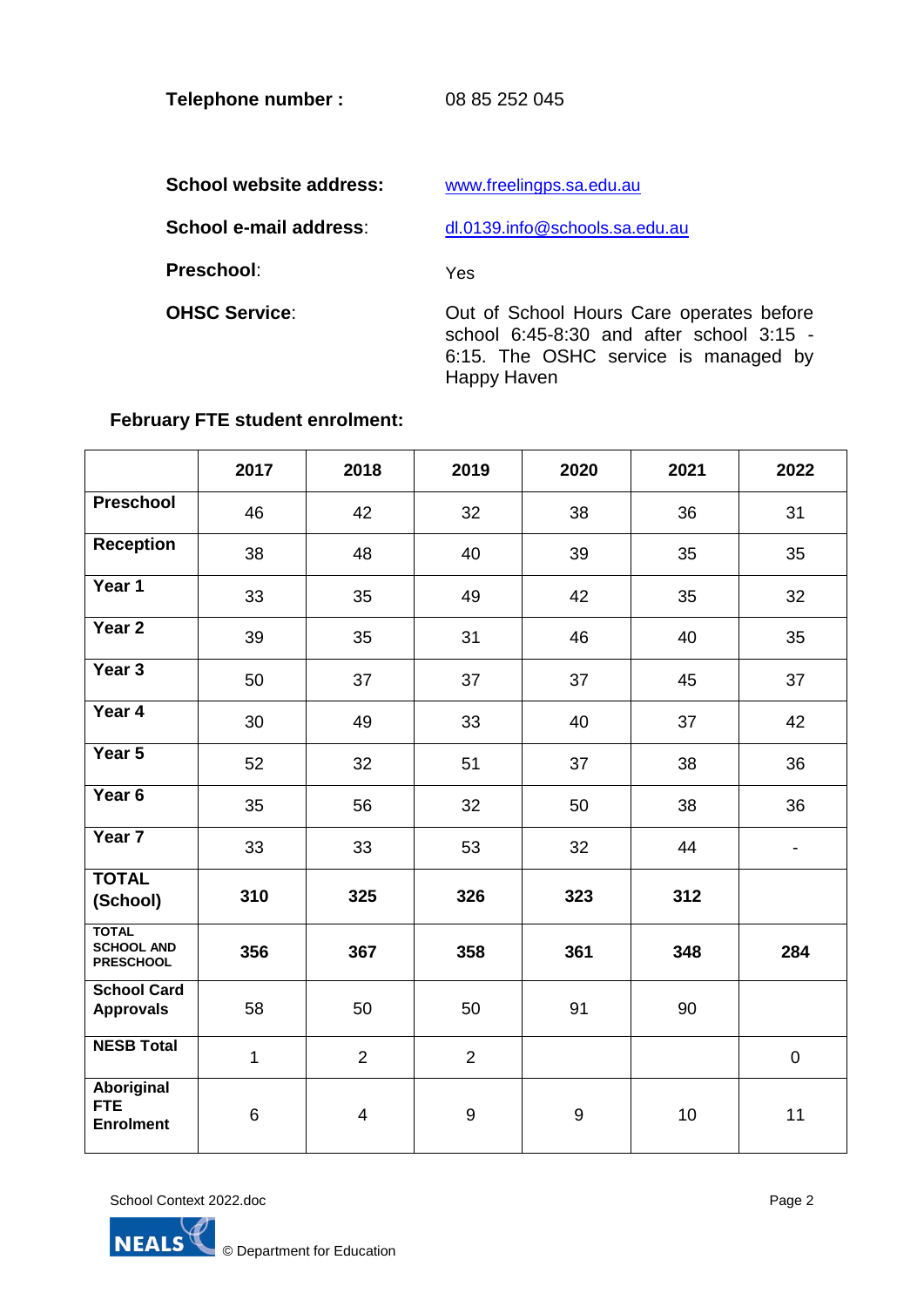**Telephone number :** 08 85 252 045

**School website address:** www.freelingps.sa.edu.au

**School e-mail address**: dl.0139.info@schools.sa.edu.au

**Preschool**: Yes

**OHSC Service**: Out of School Hours Care operates before school 6:45-8:30 and after school 3:15 - 6:15. The OSHC service is managed by Happy Haven

**February FTE student enrolment:**

| | 2017 | 2018 | 2019 | 2020 | 2021 | 2022 |
|---|---|---|---|---|---|---|
| **Preschool** | 46 | 42 | 32 | 38 | 36 | 31 |
| **Reception** | 38 | 48 | 40 | 39 | 35 | 35 |
| **Year 1** | 33 | 35 | 49 | 42 | 35 | 32 |
| **Year 2** | 39 | 35 | 31 | 46 | 40 | 35 |
| **Year 3** | 50 | 37 | 37 | 37 | 45 | 37 |
| **Year 4** | 30 | 49 | 33 | 40 | 37 | 42 |
| **Year 5** | 52 | 32 | 51 | 37 | 38 | 36 |
| **Year 6** | 35 | 56 | 32 | 50 | 38 | 36 |
| **Year 7** | 33 | 33 | 53 | 32 | 44 | - |
| **TOTAL (School)** | **310** | **325** | **326** | **323** | **312** | |
| **TOTAL SCHOOL AND PRESCHOOL** | **356** | **367** | **358** | **361** | **348** | **284** |
| **School Card Approvals** | 58 | 50 | 50 | 91 | 90 | |
| **NESB Total** | 1 | 2 | 2 | | | 0 |
| **Aboriginal FTE Enrolment** | 6 | 4 | 9 | 9 | 10 | 11 |

School Context 2022.doc

© Department for Education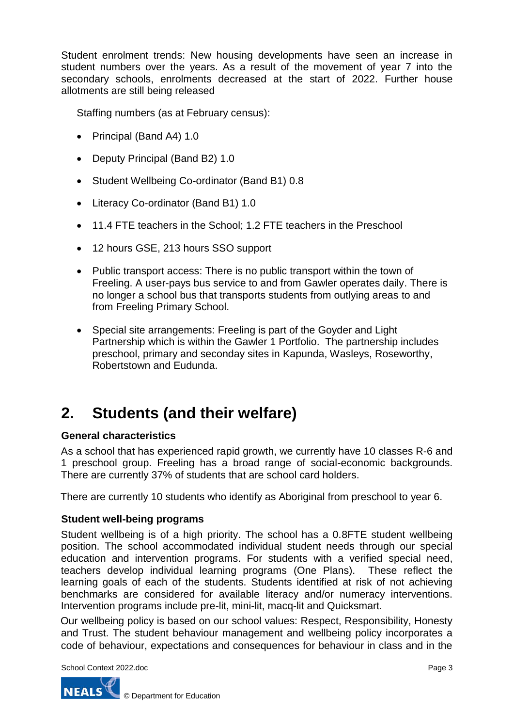Student enrolment trends: New housing developments have seen an increase in student numbers over the years. As a result of the movement of year 7 into the secondary schools, enrolments decreased at the start of 2022. Further house allotments are still being released

Staffing numbers (as at February census):

- Principal (Band A4) 1.0
- Deputy Principal (Band B2) 1.0
- Student Wellbeing Co-ordinator (Band B1) 0.8
- Literacy Co-ordinator (Band B1) 1.0
- 11.4 FTE teachers in the School; 1.2 FTE teachers in the Preschool
- 12 hours GSE, 213 hours SSO support
- Public transport access: There is no public transport within the town of Freeling. A user-pays bus service to and from Gawler operates daily. There is no longer a school bus that transports students from outlying areas to and from Freeling Primary School.
- Special site arrangements: Freeling is part of the Goyder and Light Partnership which is within the Gawler 1 Portfolio. The partnership includes preschool, primary and seconday sites in Kapunda, Wasleys, Roseworthy, Robertstown and Eudunda.

# 2. Students (and their welfare)

### General characteristics

As a school that has experienced rapid growth, we currently have 10 classes R-6 and 1 preschool group. Freeling has a broad range of social-economic backgrounds. There are currently 37% of students that are school card holders.

There are currently 10 students who identify as Aboriginal from preschool to year 6.

### Student well-being programs

Student wellbeing is of a high priority. The school has a 0.8FTE student wellbeing position. The school accommodated individual student needs through our special education and intervention programs. For students with a verified special need, teachers develop individual learning programs (One Plans). These reflect the learning goals of each of the students. Students identified at risk of not achieving benchmarks are considered for available literacy and/or numeracy interventions. Intervention programs include pre-lit, mini-lit, macq-lit and Quicksmart.

Our wellbeing policy is based on our school values: Respect, Responsibility, Honesty and Trust. The student behaviour management and wellbeing policy incorporates a code of behaviour, expectations and consequences for behaviour in class and in the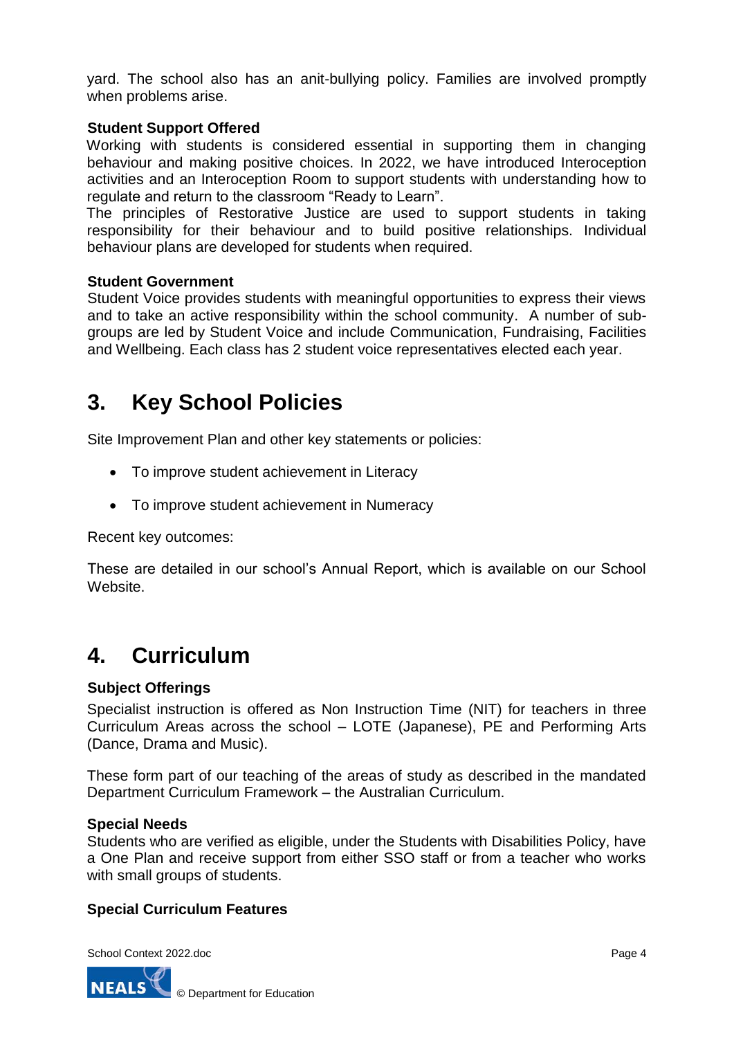yard. The school also has an anit-bullying policy. Families are involved promptly when problems arise.

**Student Support Offered**

Working with students is considered essential in supporting them in changing behaviour and making positive choices. In 2022, we have introduced Interoception activities and an Interoception Room to support students with understanding how to regulate and return to the classroom "Ready to Learn".

The principles of Restorative Justice are used to support students in taking responsibility for their behaviour and to build positive relationships. Individual behaviour plans are developed for students when required.

**Student Government**

Student Voice provides students with meaningful opportunities to express their views and to take an active responsibility within the school community. A number of sub-groups are led by Student Voice and include Communication, Fundraising, Facilities and Wellbeing. Each class has 2 student voice representatives elected each year.

# 3. Key School Policies

Site Improvement Plan and other key statements or policies:

- To improve student achievement in Literacy
- To improve student achievement in Numeracy

Recent key outcomes:

These are detailed in our school's Annual Report, which is available on our School Website.

# 4. Curriculum

**Subject Offerings**

Specialist instruction is offered as Non Instruction Time (NIT) for teachers in three Curriculum Areas across the school – LOTE (Japanese), PE and Performing Arts (Dance, Drama and Music).

These form part of our teaching of the areas of study as described in the mandated Department Curriculum Framework – the Australian Curriculum.

**Special Needs**

Students who are verified as eligible, under the Students with Disabilities Policy, have a One Plan and receive support from either SSO staff or from a teacher who works with small groups of students.

**Special Curriculum Features**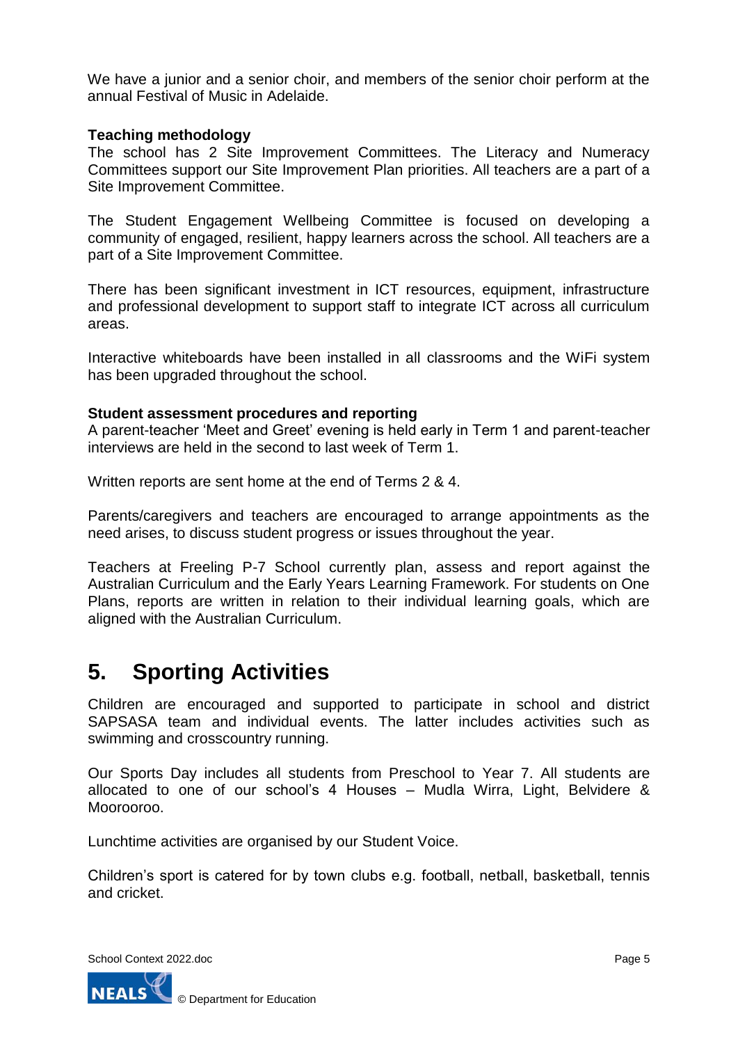We have a junior and a senior choir, and members of the senior choir perform at the annual Festival of Music in Adelaide.

**Teaching methodology**
The school has 2 Site Improvement Committees. The Literacy and Numeracy Committees support our Site Improvement Plan priorities. All teachers are a part of a Site Improvement Committee.

The Student Engagement Wellbeing Committee is focused on developing a community of engaged, resilient, happy learners across the school. All teachers are a part of a Site Improvement Committee.

There has been significant investment in ICT resources, equipment, infrastructure and professional development to support staff to integrate ICT across all curriculum areas.

Interactive whiteboards have been installed in all classrooms and the WiFi system has been upgraded throughout the school.

**Student assessment procedures and reporting**
A parent-teacher 'Meet and Greet' evening is held early in Term 1 and parent-teacher interviews are held in the second to last week of Term 1.

Written reports are sent home at the end of Terms 2 & 4.

Parents/caregivers and teachers are encouraged to arrange appointments as the need arises, to discuss student progress or issues throughout the year.

Teachers at Freeling P-7 School currently plan, assess and report against the Australian Curriculum and the Early Years Learning Framework. For students on One Plans, reports are written in relation to their individual learning goals, which are aligned with the Australian Curriculum.

# 5. Sporting Activities

Children are encouraged and supported to participate in school and district SAPSASA team and individual events. The latter includes activities such as swimming and crosscountry running.

Our Sports Day includes all students from Preschool to Year 7. All students are allocated to one of our school's 4 Houses – Mudla Wirra, Light, Belvidere & Moorooroo.

Lunchtime activities are organised by our Student Voice.

Children's sport is catered for by town clubs e.g. football, netball, basketball, tennis and cricket.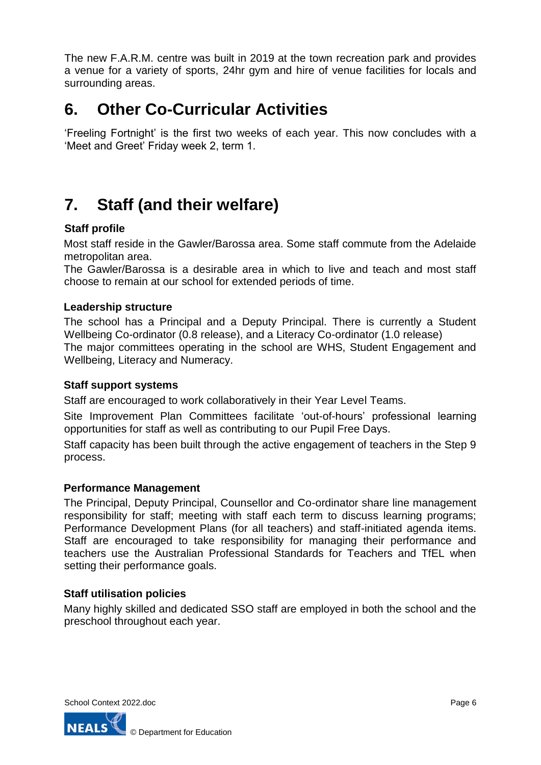The new F.A.R.M. centre was built in 2019 at the town recreation park and provides a venue for a variety of sports, 24hr gym and hire of venue facilities for locals and surrounding areas.

## 6. Other Co-Curricular Activities

'Freeling Fortnight' is the first two weeks of each year. This now concludes with a 'Meet and Greet' Friday week 2, term 1.

## 7. Staff (and their welfare)

**Staff profile**

Most staff reside in the Gawler/Barossa area. Some staff commute from the Adelaide metropolitan area.

The Gawler/Barossa is a desirable area in which to live and teach and most staff choose to remain at our school for extended periods of time.

**Leadership structure**

The school has a Principal and a Deputy Principal. There is currently a Student Wellbeing Co-ordinator (0.8 release), and a Literacy Co-ordinator (1.0 release)

The major committees operating in the school are WHS, Student Engagement and Wellbeing, Literacy and Numeracy.

**Staff support systems**

Staff are encouraged to work collaboratively in their Year Level Teams.

Site Improvement Plan Committees facilitate 'out-of-hours' professional learning opportunities for staff as well as contributing to our Pupil Free Days.

Staff capacity has been built through the active engagement of teachers in the Step 9 process.

**Performance Management**

The Principal, Deputy Principal, Counsellor and Co-ordinator share line management responsibility for staff; meeting with staff each term to discuss learning programs; Performance Development Plans (for all teachers) and staff-initiated agenda items. Staff are encouraged to take responsibility for managing their performance and teachers use the Australian Professional Standards for Teachers and TfEL when setting their performance goals.

**Staff utilisation policies**

Many highly skilled and dedicated SSO staff are employed in both the school and the preschool throughout each year.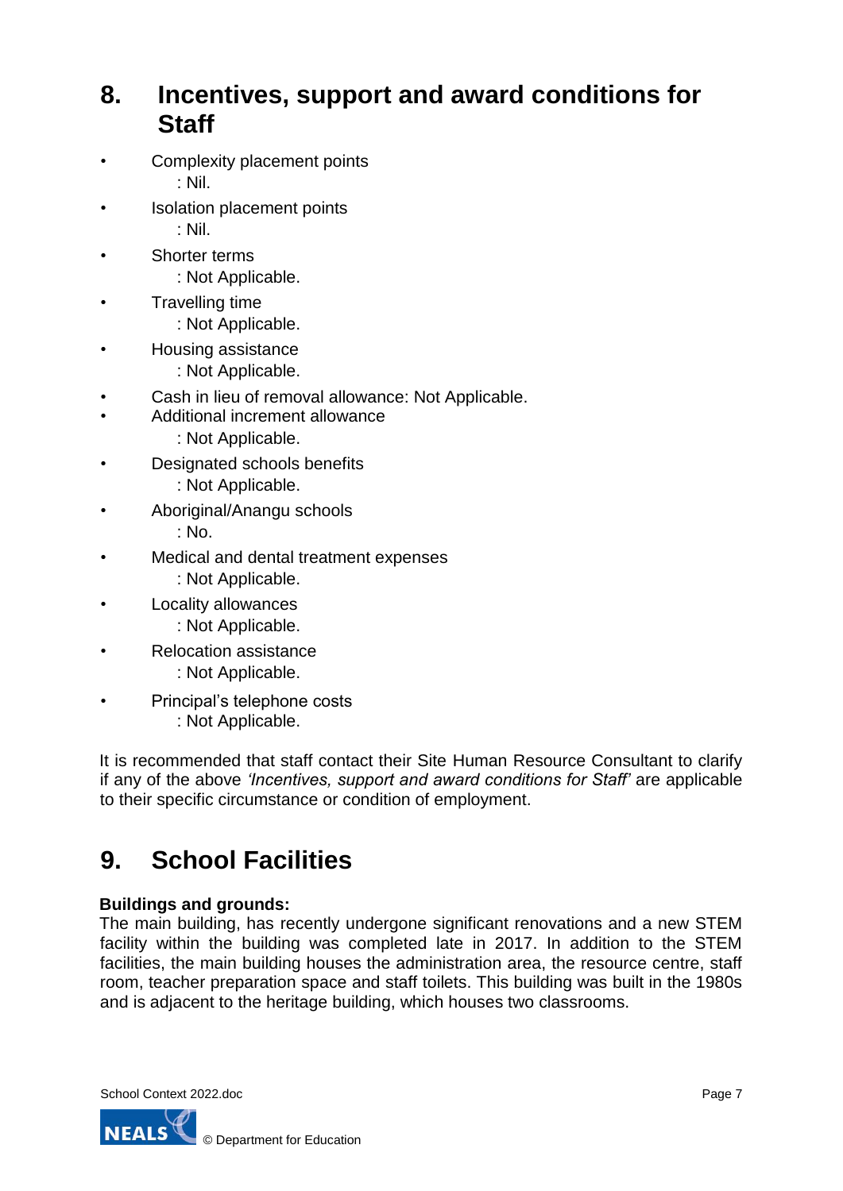## 8. Incentives, support and award conditions for Staff

- Complexity placement points
  : Nil.
- Isolation placement points
  : Nil.
- Shorter terms
  : Not Applicable.
- Travelling time
  : Not Applicable.
- Housing assistance
  : Not Applicable.
- Cash in lieu of removal allowance: Not Applicable.
- Additional increment allowance
  : Not Applicable.
- Designated schools benefits
  : Not Applicable.
- Aboriginal/Anangu schools
  : No.
- Medical and dental treatment expenses
  : Not Applicable.
- Locality allowances
  : Not Applicable.
- Relocation assistance
  : Not Applicable.
- Principal's telephone costs
  : Not Applicable.

It is recommended that staff contact their Site Human Resource Consultant to clarify if any of the above *'Incentives, support and award conditions for Staff'* are applicable to their specific circumstance or condition of employment.

## 9. School Facilities

**Buildings and grounds:**
The main building, has recently undergone significant renovations and a new STEM facility within the building was completed late in 2017. In addition to the STEM facilities, the main building houses the administration area, the resource centre, staff room, teacher preparation space and staff toilets. This building was built in the 1980s and is adjacent to the heritage building, which houses two classrooms.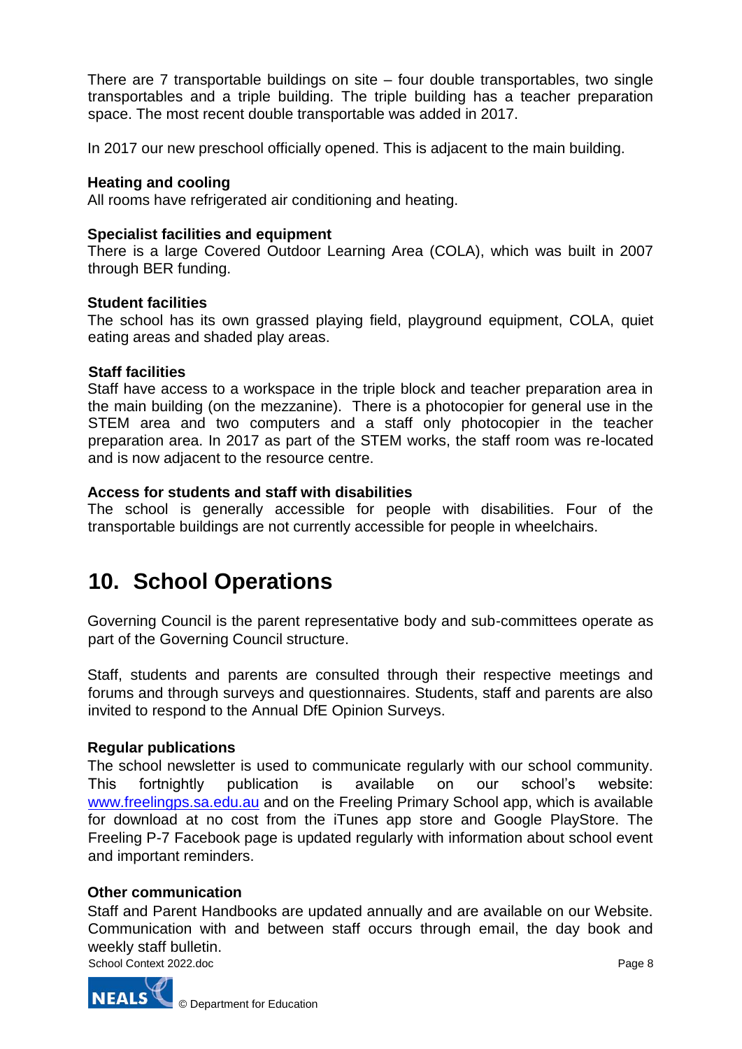There are 7 transportable buildings on site – four double transportables, two single transportables and a triple building. The triple building has a teacher preparation space. The most recent double transportable was added in 2017.

In 2017 our new preschool officially opened. This is adjacent to the main building.

**Heating and cooling**
All rooms have refrigerated air conditioning and heating.

**Specialist facilities and equipment**
There is a large Covered Outdoor Learning Area (COLA), which was built in 2007 through BER funding.

**Student facilities**
The school has its own grassed playing field, playground equipment, COLA, quiet eating areas and shaded play areas.

**Staff facilities**
Staff have access to a workspace in the triple block and teacher preparation area in the main building (on the mezzanine). There is a photocopier for general use in the STEM area and two computers and a staff only photocopier in the teacher preparation area. In 2017 as part of the STEM works, the staff room was re-located and is now adjacent to the resource centre.

**Access for students and staff with disabilities**
The school is generally accessible for people with disabilities. Four of the transportable buildings are not currently accessible for people in wheelchairs.

# 10. School Operations

Governing Council is the parent representative body and sub-committees operate as part of the Governing Council structure.

Staff, students and parents are consulted through their respective meetings and forums and through surveys and questionnaires. Students, staff and parents are also invited to respond to the Annual DfE Opinion Surveys.

**Regular publications**
The school newsletter is used to communicate regularly with our school community. This fortnightly publication is available on our school's website: [www.freelingps.sa.edu.au](http://www.freelingps.sa.edu.au) and on the Freeling Primary School app, which is available for download at no cost from the iTunes app store and Google PlayStore. The Freeling P-7 Facebook page is updated regularly with information about school event and important reminders.

**Other communication**
Staff and Parent Handbooks are updated annually and are available on our Website. Communication with and between staff occurs through email, the day book and weekly staff bulletin.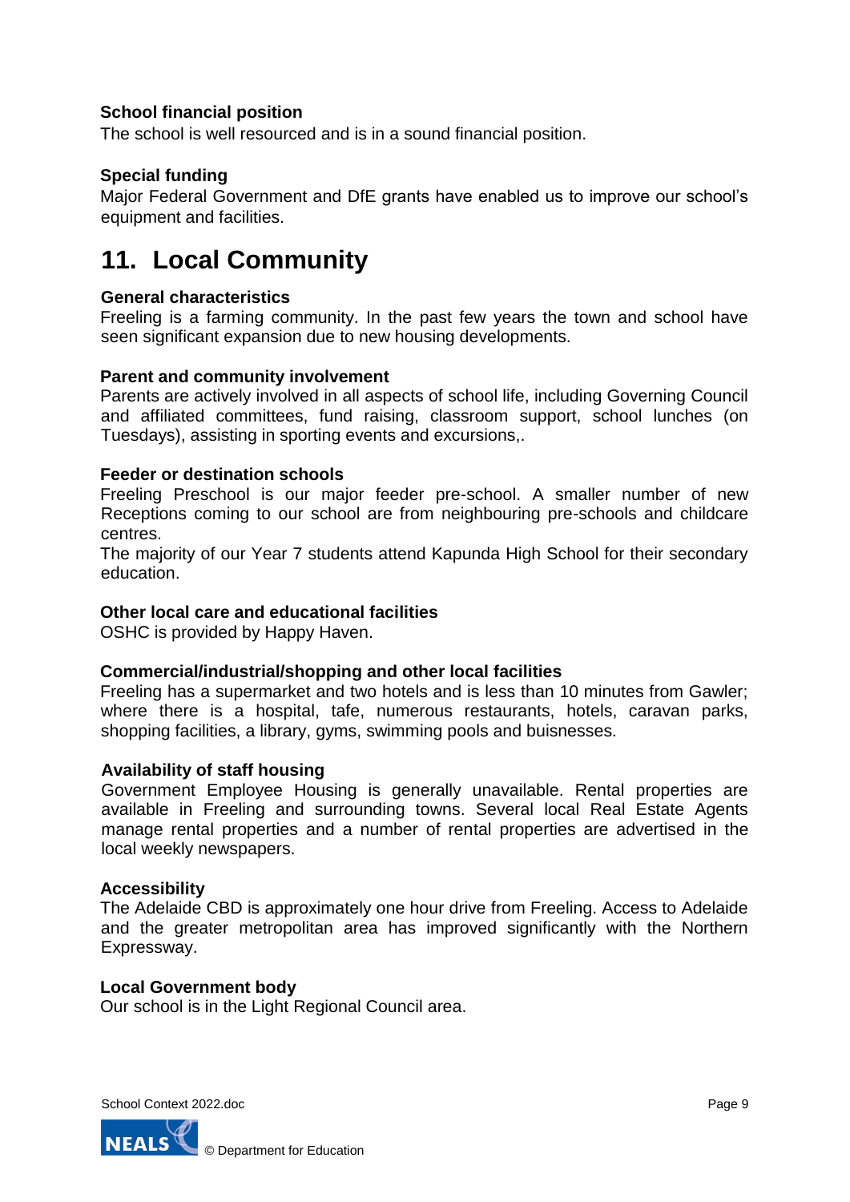### School financial position

The school is well resourced and is in a sound financial position.

### Special funding

Major Federal Government and DfE grants have enabled us to improve our school's equipment and facilities.

# 11. Local Community

### General characteristics

Freeling is a farming community. In the past few years the town and school have seen significant expansion due to new housing developments.

### Parent and community involvement

Parents are actively involved in all aspects of school life, including Governing Council and affiliated committees, fund raising, classroom support, school lunches (on Tuesdays), assisting in sporting events and excursions,.

### Feeder or destination schools

Freeling Preschool is our major feeder pre-school. A smaller number of new Receptions coming to our school are from neighbouring pre-schools and childcare centres.

The majority of our Year 7 students attend Kapunda High School for their secondary education.

### Other local care and educational facilities

OSHC is provided by Happy Haven.

### Commercial/industrial/shopping and other local facilities

Freeling has a supermarket and two hotels and is less than 10 minutes from Gawler; where there is a hospital, tafe, numerous restaurants, hotels, caravan parks, shopping facilities, a library, gyms, swimming pools and buisnesses.

### Availability of staff housing

Government Employee Housing is generally unavailable. Rental properties are available in Freeling and surrounding towns. Several local Real Estate Agents manage rental properties and a number of rental properties are advertised in the local weekly newspapers.

### Accessibility

The Adelaide CBD is approximately one hour drive from Freeling. Access to Adelaide and the greater metropolitan area has improved significantly with the Northern Expressway.

### Local Government body

Our school is in the Light Regional Council area.